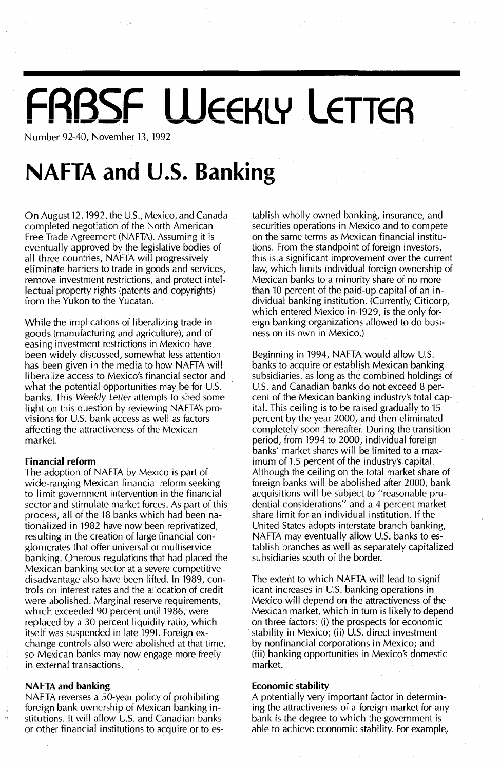# FRBSF Weekly Letter

Number 92-40, November 13, 1992

# NAFTA and U.S. Banking

On August 12, 1992, the U.S., Mexico, and Canada completed negotiation of the North American Free Trade Agreement (NAFTA). Assuming it is eventually approved by the legislative bodies of all three countries, NAFTA will progressively eliminate barriers to trade in goods and services, remove investment restrictions, and protect intellectual property rights (patents and copyrights) from the Yukon to the Yucatan.

While the implications of liberalizing trade in goods (manufacturing and agriculture), and of easing investment restrictions in Mexico have been widely discussed, somewhat less attention has been given in the media to how NAFTA will liberalize access to Mexico's financial sector and what the potential opportunities may be for U.S. banks. This *Weekly Letter* attempts to shed some light on this question by reviewing NAFTA's provisions for U.S. bank access as well as factors affecting the attractiveness of the Mexican market.

## Financial reform

The adoption of NAFTA by Mexico is part of wide-ranging Mexican financial reform seeking to limit government intervention in the financial sector and stimulate market forces. As part of this process, all of the 18 banks which had been nationalized in 1982 have now been reprivatized, resulting in the creation of large financial conglomerates that offer universal or multiservice banking. Onerous regulations that had placed the Mexican banking sector at a severe competitive disadvantage also have been lifted. In 1989, controls on interest rates and the allocation of credit were abolished. Marginal reserve requirements, which exceeded 90 percent until 1986, were replaced by a 30 percent liquidity ratio, which itself was suspended in late 1991. Foreign exchange controls also were abolished at that time, so Mexican banks may now engage more freely in external transactions.

## NAFTA and banking

NAFTA reverses a 50-year policy of prohibiting foreign bank ownership of Mexican banking institutions. It will allow U.S. and Canadian banks or other financial institutions to acquire or to establish wholly owned banking, insurance, and securities operations in Mexico and to compete on the same terms as Mexican financial institutions. From the standpoint of foreign investors, this is a significant improvement over the current law, which limits individual foreign ownership of Mexican banks to a minority share of no more than 10 percent of the paid-up capital of an individual banking institution. (Currently, Citicorp, which entered Mexico in 1929, is the only foreign banking organizations allowed to do business on its own in Mexico.)

Beginning in 1994, NAFTA would allow U.S. banks to acquire or establish Mexican banking subsidiaries, as long as the combined holdings of U.S. and Canadian banks do not exceed 8 percent of the Mexican banking industry's total capital. This ceiling is to be raised gradually to 15 percent by the year 2000, and then eliminated completely soon thereafter. During the transition period, from 1994 to 2000, individual foreign banks' market shares will be limited to a maximum of 1.5 percent of the industry's capital. Although the ceiling on the total market share of foreign banks will be abolished after 2000, bank acquisitions will be subject to "reasonable prudential considerations" and a 4 percent market share limit for an individual institution. If the United States adopts interstate branch banking, NAFTA may eventually allow U.S. banks to establish branches as well as separately capitalized subsidiaries south of the border.

The extent to which NAFTA will lead to significant increases in U.S. banking operations in Mexico will depend on the attractiveness of the Mexican market, which in turn is likely to depend on three factors: (i) the prospects for economic stability in Mexico; (ii) U.S. direct investment by nonfinancial corporations in Mexico; and (iii) banking opportunities in Mexico's domestic market.

## Economic stability

A potentially very important factor in determining the attractiveness of a foreign market for any bank is the degree to which the government is able to achieve economic stability. For example,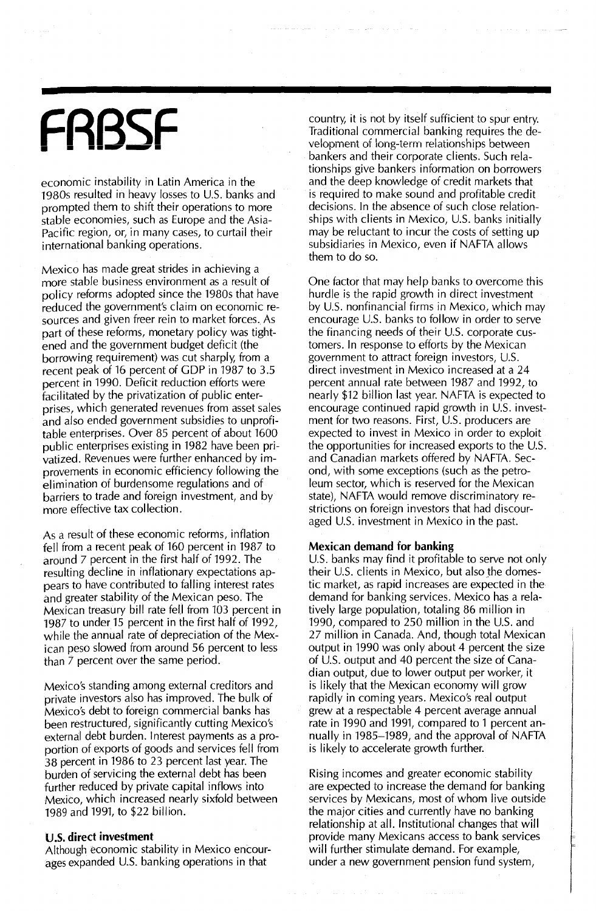economic instability in Latin America in the 1980s resulted in heavy losses to U.S. banks and prompted them to shift their operations to more stable economies, such as Europe and the Asia-Pacific region, or, in many cases, to curtail their international banking operations.

Mexico has made great strides in achieving a more stable business environment as a result of policy reforms adopted since the 1980s that have reduced the government's claim on economic resources and given freer rein to market forces. As part of these reforms, monetary policy was tightened and the government budget deficit (the borrowing requirement) was cut sharply, from a recent peak of 16 percent of GDP in 1987 to 3.5 percent in 1990. Deficit reduction efforts were facilitated by the privatization of public enterprises, which generated revenues from asset sales and also ended government subsidies to unprofitable enterprises. Over 85 percent of about 1600 public enterprises existing in 1982 have been privatized. Revenues were further enhanced by improvements in economic efficiency following the elimination of burdensome regulations and of barriers to trade and foreign investment, and by more effective tax collection.

As a result of these economic reforms, inflation fell from a recent peak of 160 percent in 1987 to around 7 percent in the first half of 1992. The resulting decline in inflationary expectations appears to have contributed to falling interest rates and greater stability of the Mexican peso. The Mexican treasury bill rate fell from 103 percent in 1987 to under 15 percent in the first half of 1992, while the annual rate of depreciation of the Mexican peso slowed from around 56 percent to less than 7 percent over the same period.

Mexico's standing among external creditors and private investors also has improved. The bulk of Mexico's debt to foreign commercial banks has been restructured, significantly cutting Mexico's external debt burden. Interest payments as a proportion of exports of goods and services fell from 38 percent in 1986 to 23 percent last year. The burden of servicing the external debt has been further reduced by private capital inflows into Mexico, which increased nearly sixfold between 1989 and 1991, to $22 billion.

### U.S. direct investment

Although economic stability in Mexico encourages expanded U.S. banking operations in that country, it is not by itself sufficient to spur entry. Traditional commercial banking requires the development of long-term relationships between bankers and their corporate clients. Such relationships give bankers information on borrowers and the deep knowledge of credit markets that is required to make sound and profitable credit decisions. In the absence of such close relationships with clients in Mexico, U.S. banks initially may be reluctant to incur the costs of setting up subsidiaries in Mexico, even if NAFTA allows them to do so.

One factor that may help banks to overcome this hurdle is the rapid growth in direct investment by U.S. nonfinancial firms in Mexico, which may encourage U.S. banks to follow in order to serve the financing needs of their U.S. corporate customers. In response to efforts by the Mexican government to attract foreign investors, U.S. direct investment in Mexico increased at a 24 percent annual rate between 1987 and 1992, to nearly $12 billion last year. NAFTA is expected to encourage continued rapid growth in U.S. investment for two reasons. First, U.S. producers are expected to invest in Mexico in order to exploit the opportunities for increased exports to the U.S. and Canadian markets offered by NAFTA. Second, with some exceptions (such as the petroleum sector, which is reserved for the Mexican state), NAFTA would remove discriminatory restrictions on foreign investors that had discouraged U.S. investment in Mexico in the past.

### Mexican demand for banking

U.S. banks may find it profitable to serve not only their U.S. clients in Mexico, but also the domestic market, as rapid increases are expected in the demand for banking services. Mexico has a relatively large population, totaling 86 million in 1990, compared to 250 million in the U.S. and 27 million in Canada. And, though total Mexican output in 1990 was only about 4 percent the size of U.S. output and 40 percent the size of Canadian output, due to lower output per worker, it is likely that the Mexican economy will grow rapidly in coming years. Mexico's real output grew at a respectable 4 percent average annual rate in 1990 and 1991, compared to 1 percent annually in 1985–1989, and the approval of NAFTA is likely to accelerate growth further.

Rising incomes and greater economic stability are expected to increase the demand for banking services by Mexicans, most of whom live outside the major cities and currently have no banking relationship at all. Institutional changes that will provide many Mexicans access to bank services will further stimulate demand. For example, under a new government pension fund system,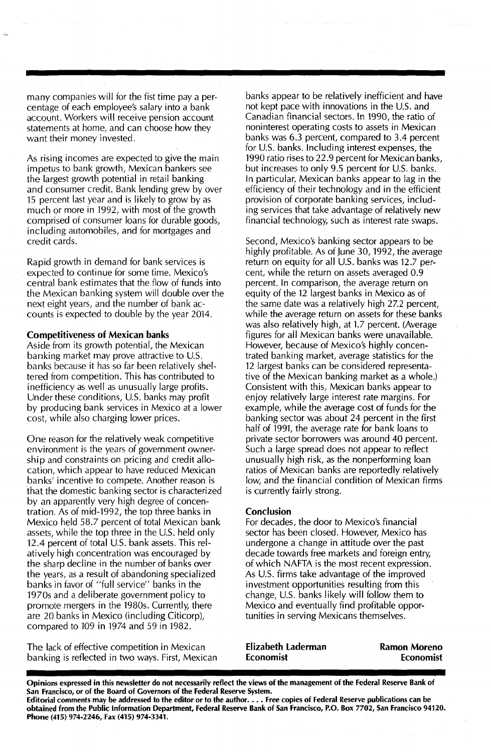many companies will for the fist time pay a percentage of each employee's salary into a bank account. Workers will receive pension account statements at home, and can choose how they want their money invested.

As rising incomes are expected to give the main impetus to bank growth, Mexican bankers see the largest growth potential in retail banking and consumer credit. Bank lending grew by over 15 percent last year and is likely to grow by as much or more in 1992, with most of the growth comprised of consumer loans for durable goods, including automobiles, and for mortgages and credit cards.

Rapid growth in demand for bank services is expected to continue for some time. Mexico's central bank estimates that the flow of funds into the Mexican banking system will double over the next eight years, and the number of bank accounts is expected to double by the year 2014.

**Competitiveness of Mexican banks**

Aside from its growth potential, the Mexican banking market may prove attractive to U.S. banks because it has so far been relatively sheltered from competition. This has contributed to inefficiency as well as unusually large profits. Under these conditions, U.S. banks may profit by producing bank services in Mexico at a lower cost, while also charging lower prices.

One reason for the relatively weak competitive environment is the years of government ownership and constraints on pricing and credit allocation, which appear to have reduced Mexican banks' incentive to compete. Another reason is that the domestic banking sector is characterized by an apparently very high degree of concentration. As of mid-1992, the top three banks in Mexico held 58.7 percent of total Mexican bank assets, while the top three in the U.S. held only 12.4 percent of total U.S. bank assets. This relatively high concentration was encouraged by the sharp decline in the number of banks over the years, as a result of abandoning specialized banks in favor of "full service" banks in the 1970s and a deliberate government policy to promote mergers in the 1980s. Currently, there are 20 banks in Mexico (including Citicorp), compared to 109 in 1974 and 59 in 1982.

The lack of effective competition in Mexican banking is reflected in two ways. First, Mexican banks appear to be relatively inefficient and have not kept pace with innovations in the U.S. and Canadian financial sectors. In 1990, the ratio of noninterest operating costs to assets in Mexican banks was 6.3 percent, compared to 3.4 percent for U.S. banks. Including interest expenses, the 1990 ratio rises to 22.9 percent for Mexican banks, but increases to only 9.5 percent for U.S. banks. In particular, Mexican banks appear to lag in the efficiency of their technology and in the efficient provision of corporate banking services, including services that take advantage of relatively new financial technology, such as interest rate swaps.

Second, Mexico's banking sector appears to be highly profitable. As of June 30, 1992, the average return on equity for all U.S. banks was 12.7 percent, while the return on assets averaged 0.9 percent. In comparison, the average return on equity of the 12 largest banks in Mexico as of the same date was a relatively high 27.2 percent, while the average return on assets for these banks was also relatively high, at 1.7 percent. (Average figures for all Mexican banks were unavailable. However, because of Mexico's highly concentrated banking market, average statistics for the 12 largest banks can be considered representative of the Mexican banking market as a whole.) Consistent with this, Mexican banks appear to enjoy relatively large interest rate margins. For example, while the average cost of funds for the banking sector was about 24 percent in the first half of 1991, the average rate for bank loans to private sector borrowers was around 40 percent. Such a large spread does not appear to reflect unusually high risk, as the nonperforming loan ratios of Mexican banks are reportedly relatively low, and the financial condition of Mexican firms is currently fairly strong.

**Conclusion**

For decades, the door to Mexico's financial sector has been closed. However, Mexico has undergone a change in attitude over the past decade towards free markets and foreign entry, of which NAFTA is the most recent expression. As U.S. firms take advantage of the improved investment opportunities resulting from this change, U.S. banks likely will follow them to Mexico and eventually find profitable opportunities in serving Mexicans themselves.

**Elizabeth Laderman**
**Economist**

**Ramon Moreno**
**Economist**

**Opinions expressed in this newsletter do not necessarily reflect the views of the management of the Federal Reserve Bank of San Francisco, or of the Board of Governors of the Federal Reserve System.**

**Editorial comments may be addressed to the editor or to the author. . . . Free copies of Federal Reserve publications can be obtained from the Public Information Department, Federal Reserve Bank of San Francisco, P.O. Box 7702, San Francisco 94120. Phone (415) 974-2246, Fax (415) 974-3341.**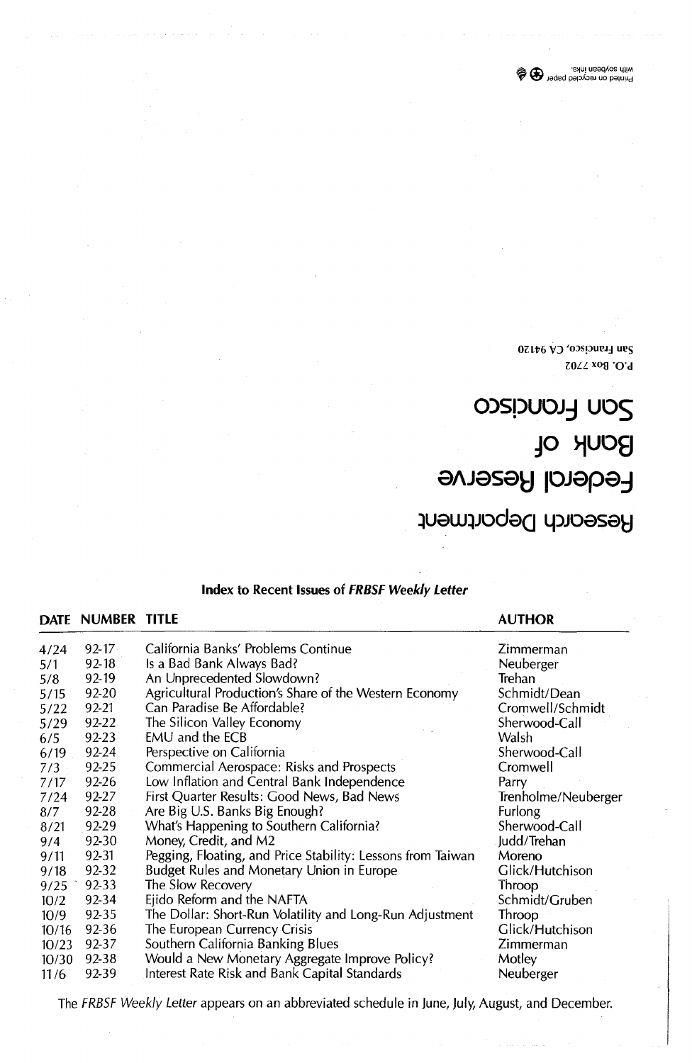Printed on recycled paper with soybean inks.

# Research Department

# Federal Reserve Bank of San Francisco

P.O. Box 7702
San Francisco, CA 94120

**Index to Recent Issues of *FRBSF Weekly Letter***

| DATE | NUMBER | TITLE | AUTHOR |
|---|---|---|---|
| 4/24 | 92-17 | California Banks' Problems Continue | Zimmerman |
| 5/1 | 92-18 | Is a Bad Bank Always Bad? | Neuberger |
| 5/8 | 92-19 | An Unprecedented Slowdown? | Trehan |
| 5/15 | 92-20 | Agricultural Production's Share of the Western Economy | Schmidt/Dean |
| 5/22 | 92-21 | Can Paradise Be Affordable? | Cromwell/Schmidt |
| 5/29 | 92-22 | The Silicon Valley Economy | Sherwood-Call |
| 6/5 | 92-23 | EMU and the ECB | Walsh |
| 6/19 | 92-24 | Perspective on California | Sherwood-Call |
| 7/3 | 92-25 | Commercial Aerospace: Risks and Prospects | Cromwell |
| 7/17 | 92-26 | Low Inflation and Central Bank Independence | Parry |
| 7/24 | 92-27 | First Quarter Results: Good News, Bad News | Trenholme/Neuberger |
| 8/7 | 92-28 | Are Big U.S. Banks Big Enough? | Furlong |
| 8/21 | 92-29 | What's Happening to Southern California? | Sherwood-Call |
| 9/4 | 92-30 | Money, Credit, and M2 | Judd/Trehan |
| 9/11 | 92-31 | Pegging, Floating, and Price Stability: Lessons from Taiwan | Moreno |
| 9/18 | 92-32 | Budget Rules and Monetary Union in Europe | Glick/Hutchison |
| 9/25 | 92-33 | The Slow Recovery | Throop |
| 10/2 | 92-34 | Ejido Reform and the NAFTA | Schmidt/Gruben |
| 10/9 | 92-35 | The Dollar: Short-Run Volatility and Long-Run Adjustment | Throop |
| 10/16 | 92-36 | The European Currency Crisis | Glick/Hutchison |
| 10/23 | 92-37 | Southern California Banking Blues | Zimmerman |
| 10/30 | 92-38 | Would a New Monetary Aggregate Improve Policy? | Motley |
| 11/6 | 92-39 | Interest Rate Risk and Bank Capital Standards | Neuberger |

The *FRBSF Weekly Letter* appears on an abbreviated schedule in June, July, August, and December.